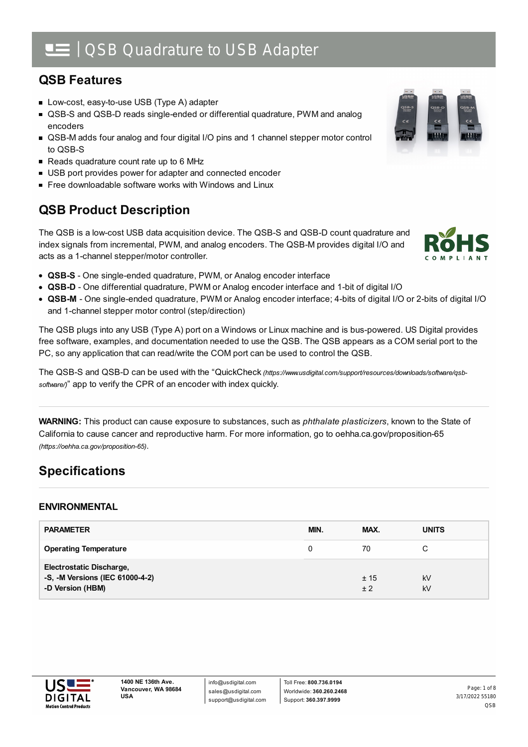# QSB Quadrature to USB Adapter

## QSB Features

- Low-cost, easy-to-use USB (Type A) adapter
- QSB-S and QSB-D reads single-ended or differential quadrature, PWM and analog encoders
- QSB-M adds four analog and four digital I/O pins and 1 channel stepper motor control to QSB-S
- Reads quadrature count rate up to 6 MHz
- USB port provides power for adapter and connected encoder
- Free downloadable software works with Windows and Linux

## QSB Product Description

The QSB is a low-cost USB data acquisition device. The QSB-S and QSB-D count quadrature and index signals from incremental, PWM, and analog encoders. The QSB-M provides digital I/O and acts as a 1-channel stepper/motor controller.

- **QSB-S** - One single-ended quadrature, PWM, or Analog encoder interface
- **QSB-D** - One differential quadrature, PWM or Analog encoder interface and 1-bit of digital I/O
- **QSB-M** - One single-ended quadrature, PWM or Analog encoder interface; 4-bits of digital I/O or 2-bits of digital I/O and 1-channel stepper motor control (step/direction)

The QSB plugs into any USB (Type A) port on a Windows or Linux machine and is bus-powered. US Digital provides free software, examples, and documentation needed to use the QSB. The QSB appears as a COM serial port to the PC, so any application that can read/write the COM port can be used to control the QSB.

The QSB-S and QSB-D can be used with the "QuickCheck *(https://www.usdigital.com/support/resources/downloads/software/qsb-software/)*" app to verify the CPR of an encoder with index quickly.

**WARNING:** This product can cause exposure to substances, such as *phthalate plasticizers*, known to the State of California to cause cancer and reproductive harm. For more information, go to oehha.ca.gov/proposition-65 *(https://oehha.ca.gov/proposition-65)*.

## Specifications

### ENVIRONMENTAL

| PARAMETER | MIN. | MAX. | UNITS |
|---|---|---|---|
| **Operating Temperature** | 0 | 70 | C |
| **Electrostatic Discharge,** | | | |
| **-S, -M Versions (IEC 61000-4-2)** | | ± 15 | kV |
| **-D Version (HBM)** | | ± 2 | kV |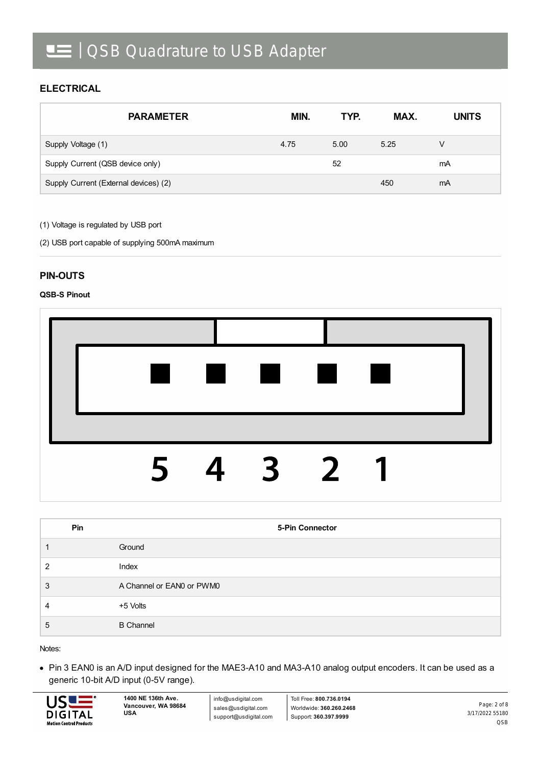## ELECTRICAL

| PARAMETER | MIN. | TYP. | MAX. | UNITS |
|---|---|---|---|---|
| Supply Voltage (1) | 4.75 | 5.00 | 5.25 | V |
| Supply Current (QSB device only) | | 52 | | mA |
| Supply Current (External devices) (2) | | | 450 | mA |

(1) Voltage is regulated by USB port

(2) USB port capable of supplying 500mA maximum

## PIN-OUTS

**QSB-S Pinout**

5 4 3 2 1

| Pin | 5-Pin Connector |
|---|---|
| 1 | Ground |
| 2 | Index |
| 3 | A Channel or EAN0 or PWM0 |
| 4 | +5 Volts |
| 5 | B Channel |

Notes:

- Pin 3 EAN0 is an A/D input designed for the MAE3-A10 and MA3-A10 analog output encoders. It can be used as a generic 10-bit A/D input (0-5V range).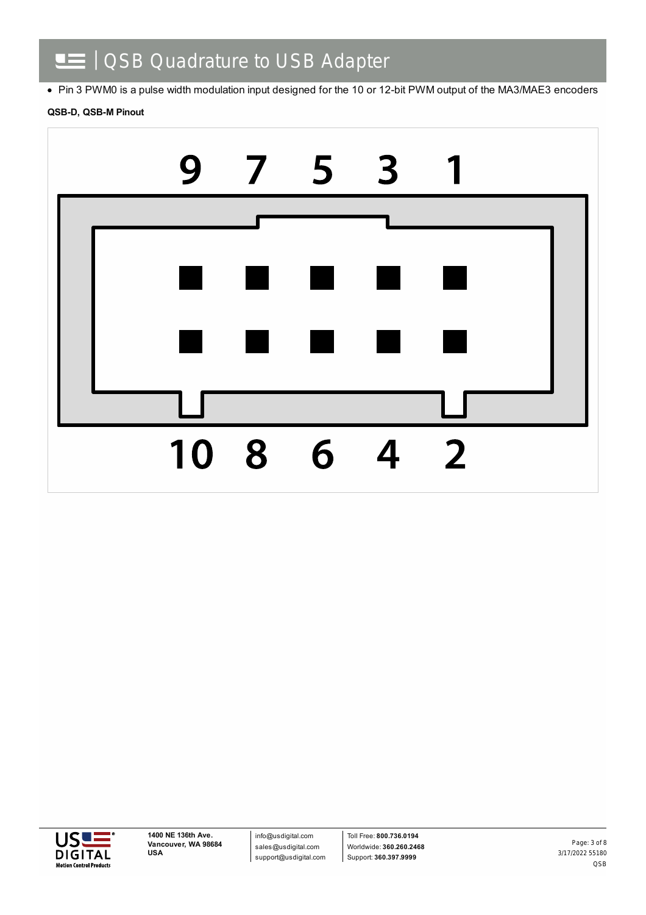- Pin 3 PWM0 is a pulse width modulation input designed for the 10 or 12-bit PWM output of the MA3/MAE3 encoders

**QSB-D, QSB-M Pinout**

9 7 5 3 1

10 8 6 4 2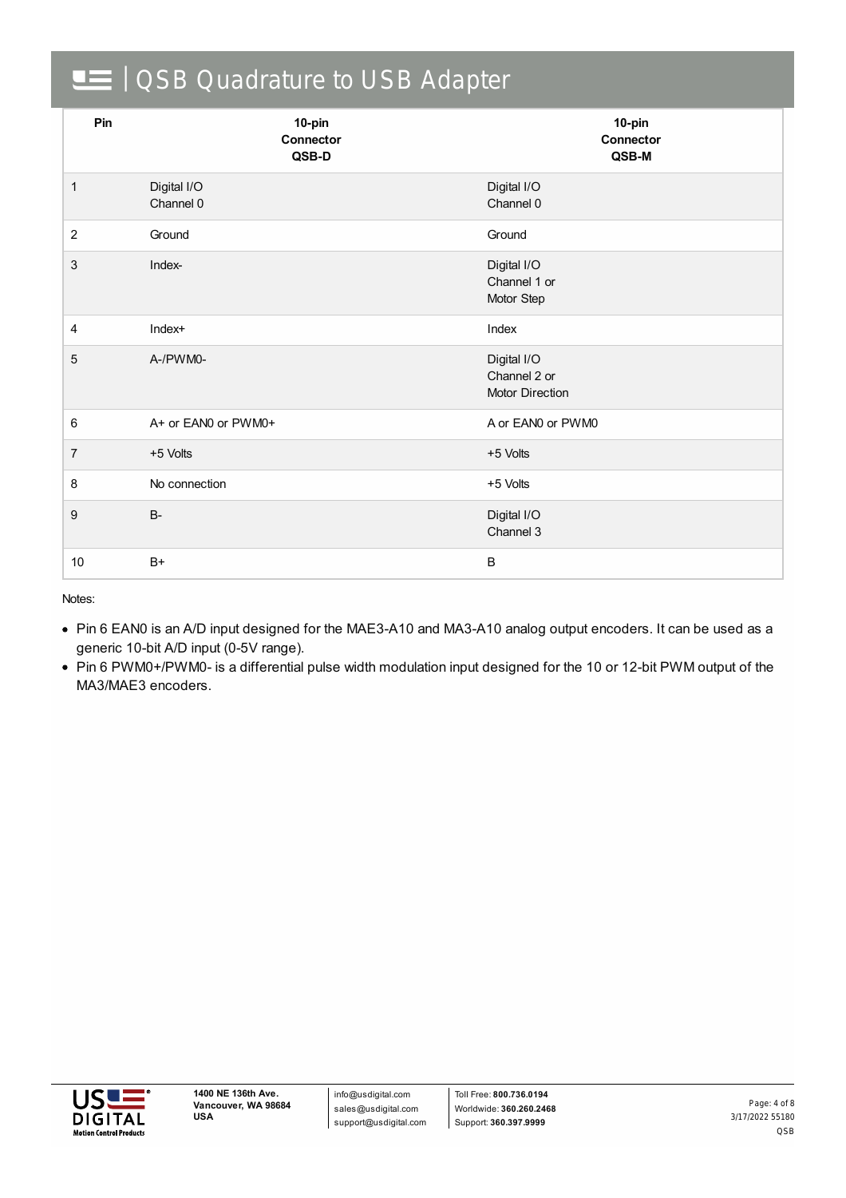| Pin | 10-pin Connector QSB-D | 10-pin Connector QSB-M |
|---|---|---|
| 1 | Digital I/O Channel 0 | Digital I/O Channel 0 |
| 2 | Ground | Ground |
| 3 | Index- | Digital I/O Channel 1 or Motor Step |
| 4 | Index+ | Index |
| 5 | A-/PWM0- | Digital I/O Channel 2 or Motor Direction |
| 6 | A+ or EAN0 or PWM0+ | A or EAN0 or PWM0 |
| 7 | +5 Volts | +5 Volts |
| 8 | No connection | +5 Volts |
| 9 | B- | Digital I/O Channel 3 |
| 10 | B+ | B |

Notes:

- Pin 6 EAN0 is an A/D input designed for the MAE3-A10 and MA3-A10 analog output encoders. It can be used as a generic 10-bit A/D input (0-5V range).
- Pin 6 PWM0+/PWM0- is a differential pulse width modulation input designed for the 10 or 12-bit PWM output of the MA3/MAE3 encoders.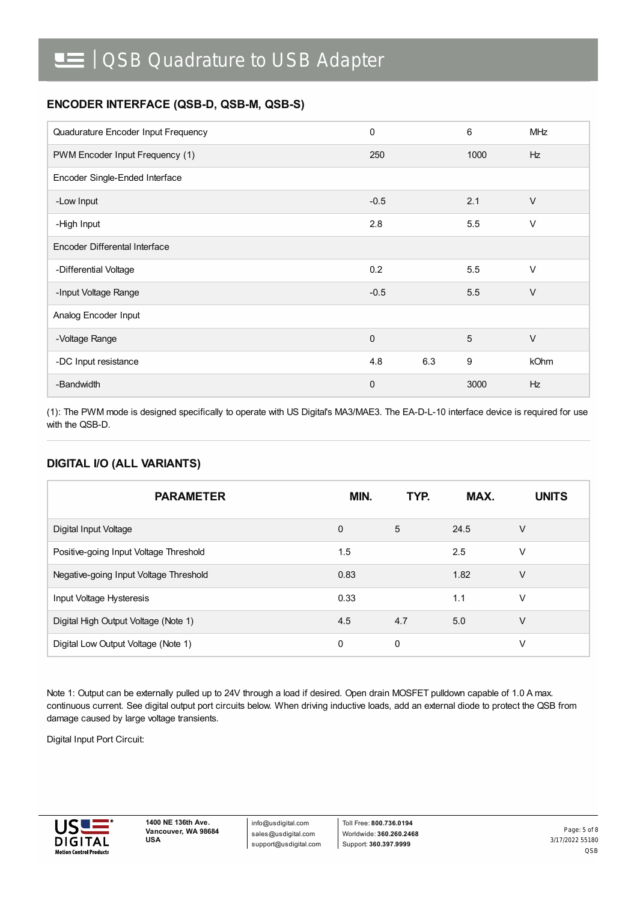## ENCODER INTERFACE (QSB-D, QSB-M, QSB-S)

| | | | | |
|---|---|---|---|---|
| Quadurature Encoder Input Frequency | 0 | | 6 | MHz |
| PWM Encoder Input Frequency (1) | 250 | | 1000 | Hz |
| Encoder Single-Ended Interface | | | | |
| -Low Input | -0.5 | | 2.1 | V |
| -High Input | 2.8 | | 5.5 | V |
| Encoder Differental Interface | | | | |
| -Differential Voltage | 0.2 | | 5.5 | V |
| -Input Voltage Range | -0.5 | | 5.5 | V |
| Analog Encoder Input | | | | |
| -Voltage Range | 0 | | 5 | V |
| -DC Input resistance | 4.8 | 6.3 | 9 | kOhm |
| -Bandwidth | 0 | | 3000 | Hz |

(1): The PWM mode is designed specifically to operate with US Digital's MA3/MAE3. The EA-D-L-10 interface device is required for use with the QSB-D.

## DIGITAL I/O (ALL VARIANTS)

| PARAMETER | MIN. | TYP. | MAX. | UNITS |
|---|---|---|---|---|
| Digital Input Voltage | 0 | 5 | 24.5 | V |
| Positive-going Input Voltage Threshold | 1.5 | | 2.5 | V |
| Negative-going Input Voltage Threshold | 0.83 | | 1.82 | V |
| Input Voltage Hysteresis | 0.33 | | 1.1 | V |
| Digital High Output Voltage (Note 1) | 4.5 | 4.7 | 5.0 | V |
| Digital Low Output Voltage (Note 1) | 0 | 0 | | V |

Note 1: Output can be externally pulled up to 24V through a load if desired. Open drain MOSFET pulldown capable of 1.0 A max. continuous current. See digital output port circuits below. When driving inductive loads, add an external diode to protect the QSB from damage caused by large voltage transients.

Digital Input Port Circuit: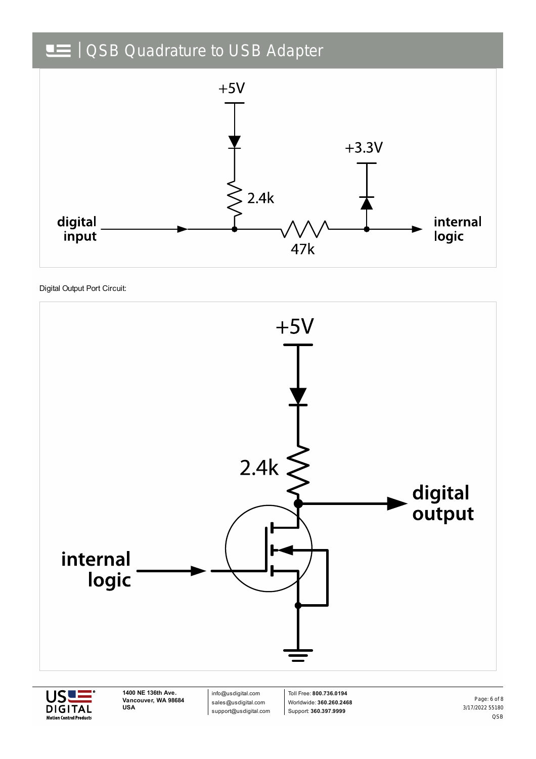Digital Output Port Circuit: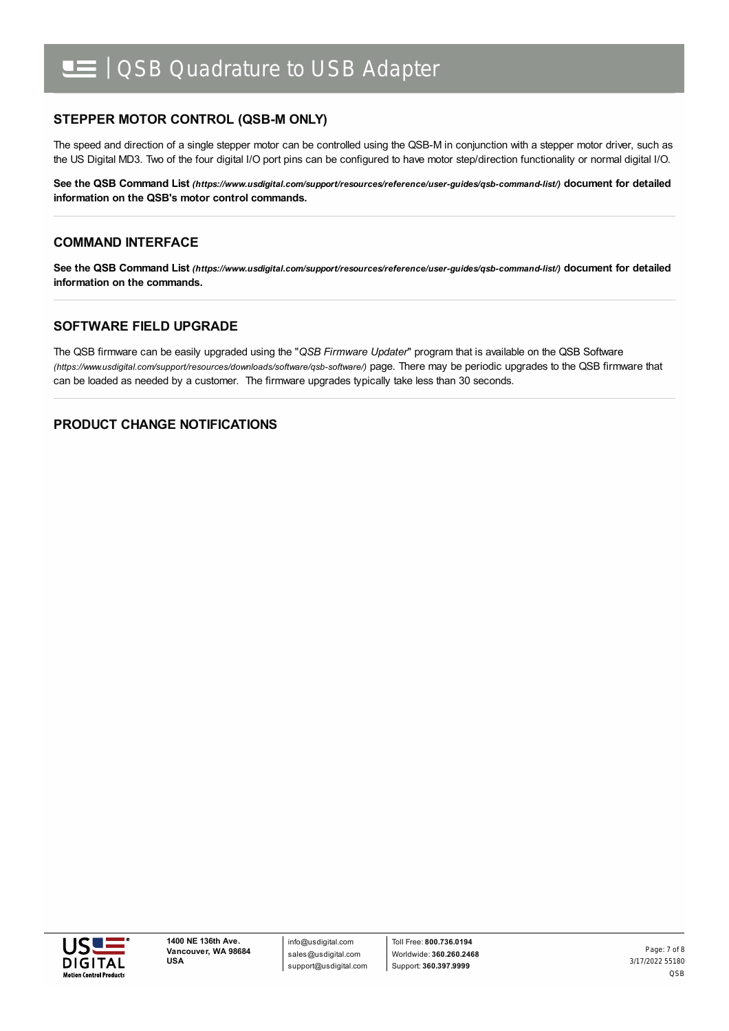## STEPPER MOTOR CONTROL (QSB-M ONLY)

The speed and direction of a single stepper motor can be controlled using the QSB-M in conjunction with a stepper motor driver, such as the US Digital MD3. Two of the four digital I/O port pins can be configured to have motor step/direction functionality or normal digital I/O.

**See the QSB Command List *(https://www.usdigital.com/support/resources/reference/user-guides/qsb-command-list/)* document for detailed information on the QSB's motor control commands.**

## COMMAND INTERFACE

**See the QSB Command List *(https://www.usdigital.com/support/resources/reference/user-guides/qsb-command-list/)* document for detailed information on the commands.**

## SOFTWARE FIELD UPGRADE

The QSB firmware can be easily upgraded using the "*QSB Firmware Updater*" program that is available on the QSB Software *(https://www.usdigital.com/support/resources/downloads/software/qsb-software/)* page. There may be periodic upgrades to the QSB firmware that can be loaded as needed by a customer. The firmware upgrades typically take less than 30 seconds.

## PRODUCT CHANGE NOTIFICATIONS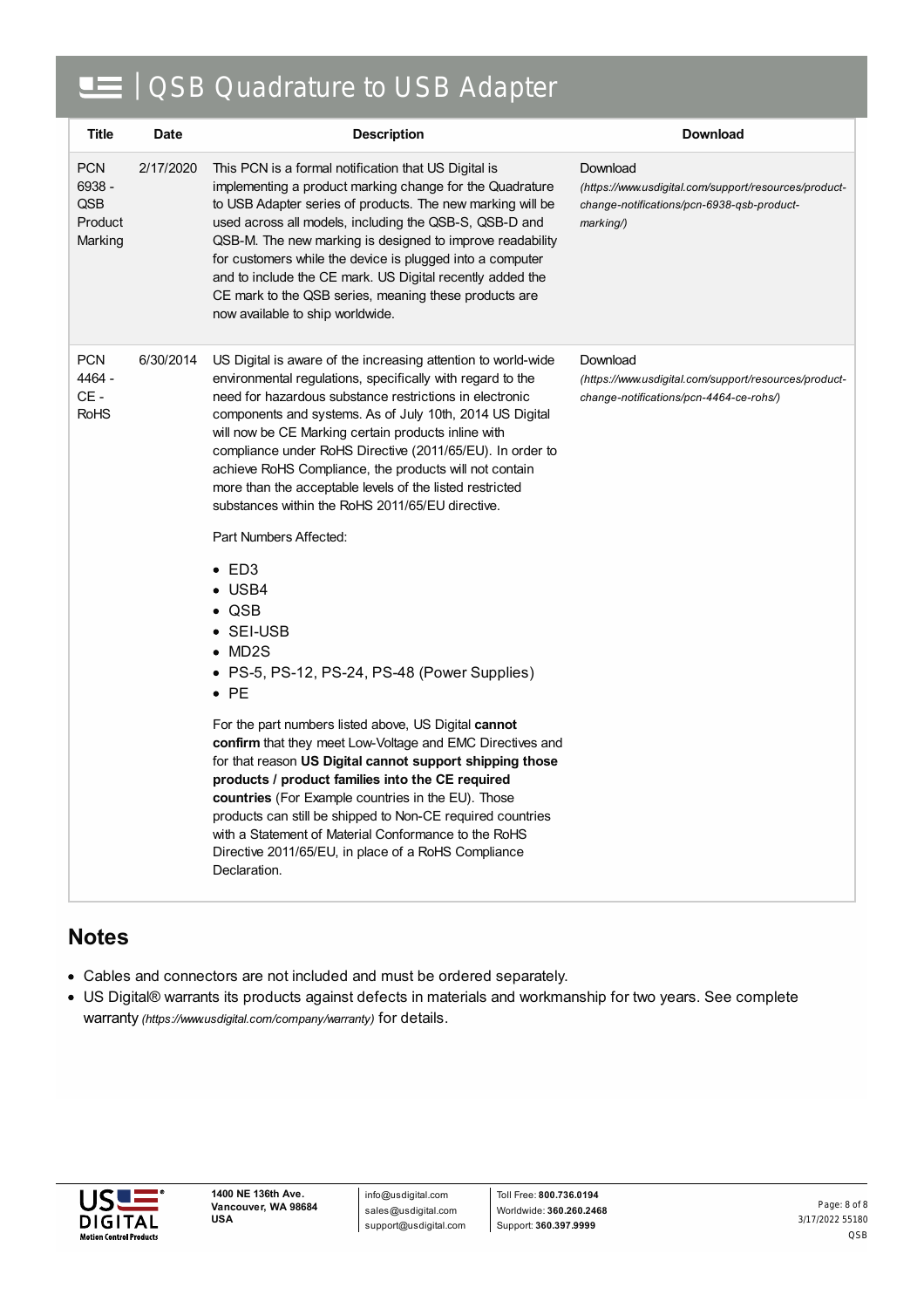| Title | Date | Description | Download |
|---|---|---|---|
| PCN 6938 - QSB Product Marking | 2/17/2020 | This PCN is a formal notification that US Digital is implementing a product marking change for the Quadrature to USB Adapter series of products. The new marking will be used across all models, including the QSB-S, QSB-D and QSB-M. The new marking is designed to improve readability for customers while the device is plugged into a computer and to include the CE mark. US Digital recently added the CE mark to the QSB series, meaning these products are now available to ship worldwide. | Download *(https://www.usdigital.com/support/resources/product-change-notifications/pcn-6938-qsb-product-marking/)* |
| PCN 4464 - CE - RoHS | 6/30/2014 | US Digital is aware of the increasing attention to world-wide environmental regulations, specifically with regard to the need for hazardous substance restrictions in electronic components and systems. As of July 10th, 2014 US Digital will now be CE Marking certain products inline with compliance under RoHS Directive (2011/65/EU). In order to achieve RoHS Compliance, the products will not contain more than the acceptable levels of the listed restricted substances within the RoHS 2011/65/EU directive.<br><br>Part Numbers Affected:<br><br>• ED3<br>• USB4<br>• QSB<br>• SEI-USB<br>• MD2S<br>• PS-5, PS-12, PS-24, PS-48 (Power Supplies)<br>• PE<br><br>For the part numbers listed above, US Digital **cannot confirm** that they meet Low-Voltage and EMC Directives and for that reason **US Digital cannot support shipping those products / product families into the CE required countries** (For Example countries in the EU). Those products can still be shipped to Non-CE required countries with a Statement of Material Conformance to the RoHS Directive 2011/65/EU, in place of a RoHS Compliance Declaration. | Download *(https://www.usdigital.com/support/resources/product-change-notifications/pcn-4464-ce-rohs/)* |

## Notes

- Cables and connectors are not included and must be ordered separately.
- US Digital® warrants its products against defects in materials and workmanship for two years. See complete warranty *(https://www.usdigital.com/company/warranty)* for details.